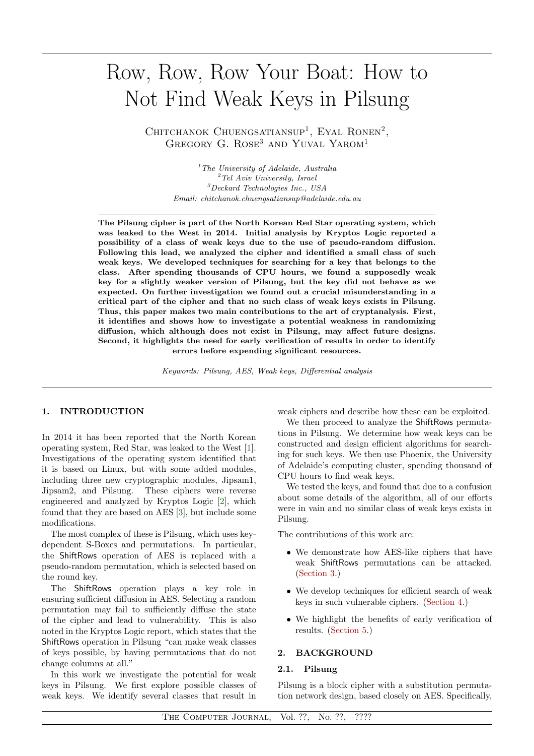# Row, Row, Row Your Boat: How to Not Find Weak Keys in Pilsung

Chitchanok Chuengsatiansup[1], Eyal Ronen[2], Gregory G. Rose[3] and Yuval Yarom[1]

[1] *The University of Adelaide, Australia*
[2] *Tel Aviv University, Israel*
[3] *Deckard Technologies Inc., USA*
*Email: chitchanok.chuengsatiansup@adelaide.edu.au*

**The Pilsung cipher is part of the North Korean Red Star operating system, which was leaked to the West in 2014. Initial analysis by Kryptos Logic reported a possibility of a class of weak keys due to the use of pseudo-random diffusion. Following this lead, we analyzed the cipher and identified a small class of such weak keys. We developed techniques for searching for a key that belongs to the class. After spending thousands of CPU hours, we found a supposedly weak key for a slightly weaker version of Pilsung, but the key did not behave as we expected. On further investigation we found out a crucial misunderstanding in a critical part of the cipher and that no such class of weak keys exists in Pilsung. Thus, this paper makes two main contributions to the art of cryptanalysis. First, it identifies and shows how to investigate a potential weakness in randomizing diffusion, which although does not exist in Pilsung, may affect future designs. Second, it highlights the need for early verification of results in order to identify errors before expending significant resources.**

*Keywords: Pilsung, AES, Weak keys, Differential analysis*

## 1. INTRODUCTION

In 2014 it has been reported that the North Korean operating system, Red Star, was leaked to the West [1]. Investigations of the operating system identified that it is based on Linux, but with some added modules, including three new cryptographic modules, Jipsam1, Jipsam2, and Pilsung. These ciphers were reverse engineered and analyzed by Kryptos Logic [2], which found that they are based on AES [3], but include some modifications.

The most complex of these is Pilsung, which uses key-dependent S-Boxes and permutations. In particular, the ShiftRows operation of AES is replaced with a pseudo-random permutation, which is selected based on the round key.

The ShiftRows operation plays a key role in ensuring sufficient diffusion in AES. Selecting a random permutation may fail to sufficiently diffuse the state of the cipher and lead to vulnerability. This is also noted in the Kryptos Logic report, which states that the ShiftRows operation in Pilsung "can make weak classes of keys possible, by having permutations that do not change columns at all."

In this work we investigate the potential for weak keys in Pilsung. We first explore possible classes of weak keys. We identify several classes that result in weak ciphers and describe how these can be exploited.

We then proceed to analyze the ShiftRows permutations in Pilsung. We determine how weak keys can be constructed and design efficient algorithms for searching for such keys. We then use Phoenix, the University of Adelaide's computing cluster, spending thousand of CPU hours to find weak keys.

We tested the keys, and found that due to a confusion about some details of the algorithm, all of our efforts were in vain and no similar class of weak keys exists in Pilsung.

The contributions of this work are:

- We demonstrate how AES-like ciphers that have weak ShiftRows permutations can be attacked. (Section 3.)
- We develop techniques for efficient search of weak keys in such vulnerable ciphers. (Section 4.)
- We highlight the benefits of early verification of results. (Section 5.)

## 2. BACKGROUND

### 2.1. Pilsung

Pilsung is a block cipher with a substitution permutation network design, based closely on AES. Specifically,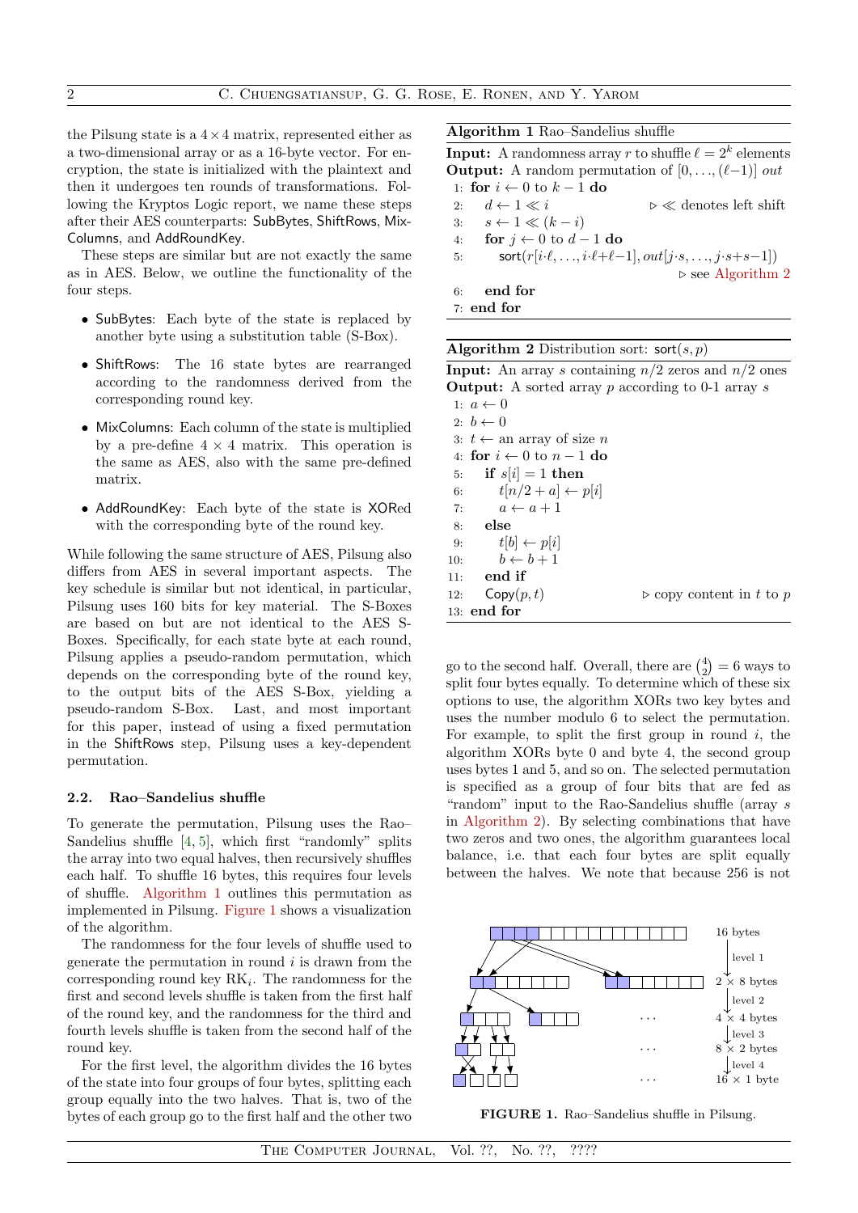the Pilsung state is a $4 \times 4$ matrix, represented either as a two-dimensional array or as a 16-byte vector. For encryption, the state is initialized with the plaintext and then it undergoes ten rounds of transformations. Following the Kryptos Logic report, we name these steps after their AES counterparts: SubBytes, ShiftRows, MixColumns, and AddRoundKey.

These steps are similar but are not exactly the same as in AES. Below, we outline the functionality of the four steps.

- SubBytes: Each byte of the state is replaced by another byte using a substitution table (S-Box).
- ShiftRows: The 16 state bytes are rearranged according to the randomness derived from the corresponding round key.
- MixColumns: Each column of the state is multiplied by a pre-define $4 \times 4$ matrix. This operation is the same as AES, also with the same pre-defined matrix.
- AddRoundKey: Each byte of the state is XORed with the corresponding byte of the round key.

While following the same structure of AES, Pilsung also differs from AES in several important aspects. The key schedule is similar but not identical, in particular, Pilsung uses 160 bits for key material. The S-Boxes are based on but are not identical to the AES S-Boxes. Specifically, for each state byte at each round, Pilsung applies a pseudo-random permutation, which depends on the corresponding byte of the round key, to the output bits of the AES S-Box, yielding a pseudo-random S-Box. Last, and most important for this paper, instead of using a fixed permutation in the ShiftRows step, Pilsung uses a key-dependent permutation.

### 2.2. Rao–Sandelius shuffle

To generate the permutation, Pilsung uses the Rao–Sandelius shuffle [4, 5], which first "randomly" splits the array into two equal halves, then recursively shuffles each half. To shuffle 16 bytes, this requires four levels of shuffle. Algorithm 1 outlines this permutation as implemented in Pilsung. Figure 1 shows a visualization of the algorithm.

The randomness for the four levels of shuffle used to generate the permutation in round $i$ is drawn from the corresponding round key $\mathrm{RK}_i$. The randomness for the first and second levels shuffle is taken from the first half of the round key, and the randomness for the third and fourth levels shuffle is taken from the second half of the round key.

For the first level, the algorithm divides the 16 bytes of the state into four groups of four bytes, splitting each group equally into the two halves. That is, two of the bytes of each group go to the first half and the other two go to the second half. Overall, there are $\binom{4}{2} = 6$ ways to split four bytes equally. To determine which of these six options to use, the algorithm XORs two key bytes and uses the number modulo 6 to select the permutation. For example, to split the first group in round $i$, the algorithm XORs byte 0 and byte 4, the second group uses bytes 1 and 5, and so on. The selected permutation is specified as a group of four bits that are fed as "random" input to the Rao-Sandelius shuffle (array $s$ in Algorithm 2). By selecting combinations that have two zeros and two ones, the algorithm guarantees local balance, i.e. that each four bytes are split equally between the halves. We note that because 256 is not

**Algorithm 1** Rao–Sandelius shuffle

**Input:** A randomness array $r$ to shuffle $\ell = 2^k$ elements
**Output:** A random permutation of $[0, \ldots, (\ell-1)]$ $out$

```
1: for i ← 0 to k − 1 do
2:     d ← 1 ≪ i                          ▷ ≪ denotes left shift
3:     s ← 1 ≪ (k − i)
4:     for j ← 0 to d − 1 do
5:         sort(r[i·ℓ, ..., i·ℓ+ℓ−1], out[j·s, ..., j·s+s−1])
                                           ▷ see Algorithm 2
6:     end for
7: end for
```

**Algorithm 2** Distribution sort: sort$(s, p)$

**Input:** An array $s$ containing $n/2$ zeros and $n/2$ ones
**Output:** A sorted array $p$ according to 0-1 array $s$

```
1: a ← 0
2: b ← 0
3: t ← an array of size n
4: for i ← 0 to n − 1 do
5:     if s[i] = 1 then
6:         t[n/2 + a] ← p[i]
7:         a ← a + 1
8:     else
9:         t[b] ← p[i]
10:        b ← b + 1
11:    end if
12:    Copy(p, t)                          ▷ copy content in t to p
13: end for
```

**FIGURE 1.** Rao–Sandelius shuffle in Pilsung.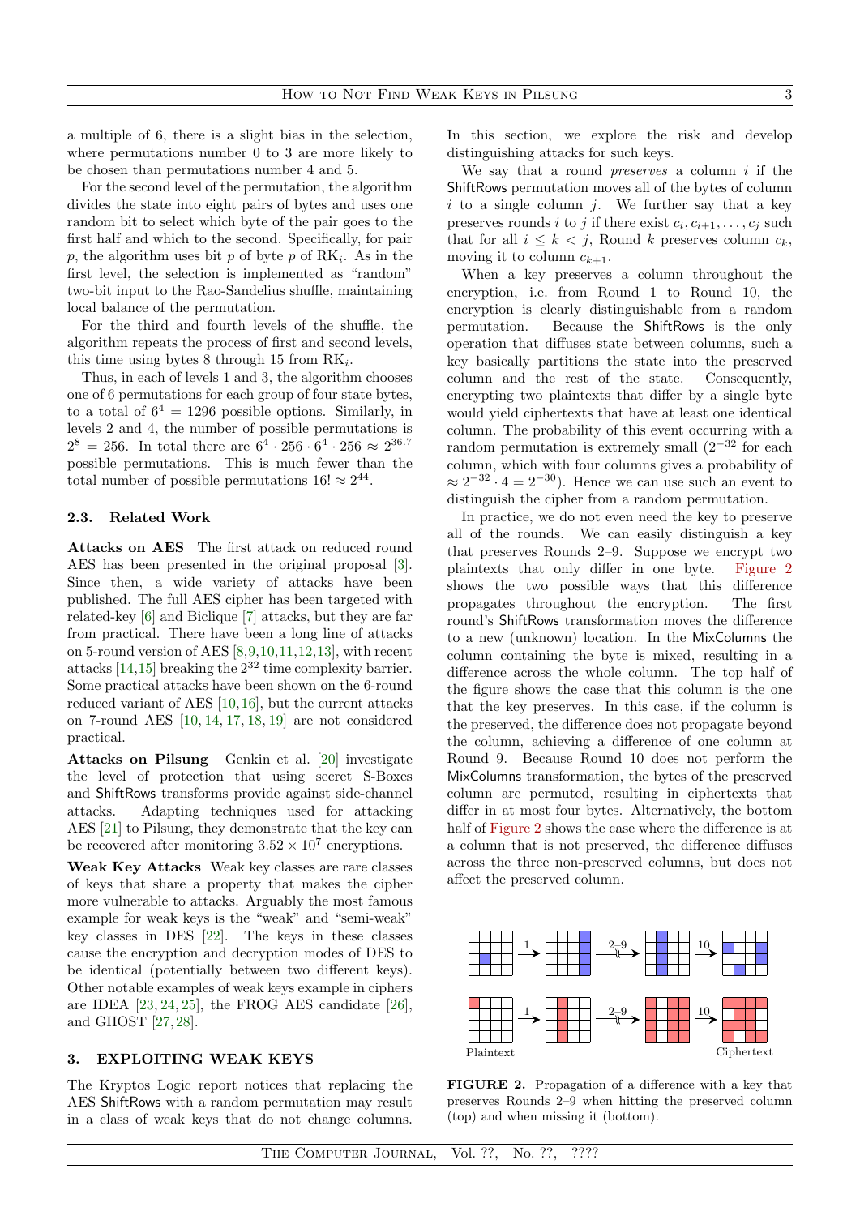a multiple of 6, there is a slight bias in the selection, where permutations number 0 to 3 are more likely to be chosen than permutations number 4 and 5.

For the second level of the permutation, the algorithm divides the state into eight pairs of bytes and uses one random bit to select which byte of the pair goes to the first half and which to the second. Specifically, for pair $p$, the algorithm uses bit $p$ of byte $p$ of $\mathrm{RK}_i$. As in the first level, the selection is implemented as "random" two-bit input to the Rao-Sandelius shuffle, maintaining local balance of the permutation.

For the third and fourth levels of the shuffle, the algorithm repeats the process of first and second levels, this time using bytes 8 through 15 from $\mathrm{RK}_i$.

Thus, in each of levels 1 and 3, the algorithm chooses one of 6 permutations for each group of four state bytes, to a total of $6^4 = 1296$ possible options. Similarly, in levels 2 and 4, the number of possible permutations is $2^8 = 256$. In total there are $6^4 \cdot 256 \cdot 6^4 \cdot 256 \approx 2^{36.7}$ possible permutations. This is much fewer than the total number of possible permutations $16! \approx 2^{44}$.

### 2.3. Related Work

**Attacks on AES** The first attack on reduced round AES has been presented in the original proposal [3]. Since then, a wide variety of attacks have been published. The full AES cipher has been targeted with related-key [6] and Biclique [7] attacks, but they are far from practical. There have been a long line of attacks on 5-round version of AES [8,9,10,11,12,13], with recent attacks [14,15] breaking the $2^{32}$ time complexity barrier. Some practical attacks have been shown on the 6-round reduced variant of AES [10,16], but the current attacks on 7-round AES [10, 14, 17, 18, 19] are not considered practical.

**Attacks on Pilsung** Genkin et al. [20] investigate the level of protection that using secret S-Boxes and ShiftRows transforms provide against side-channel attacks. Adapting techniques used for attacking AES [21] to Pilsung, they demonstrate that the key can be recovered after monitoring $3.52 \times 10^7$ encryptions.

**Weak Key Attacks** Weak key classes are rare classes of keys that share a property that makes the cipher more vulnerable to attacks. Arguably the most famous example for weak keys is the "weak" and "semi-weak" key classes in DES [22]. The keys in these classes cause the encryption and decryption modes of DES to be identical (potentially between two different keys). Other notable examples of weak keys example in ciphers are IDEA [23, 24, 25], the FROG AES candidate [26], and GHOST [27, 28].

## 3. EXPLOITING WEAK KEYS

The Kryptos Logic report notices that replacing the AES ShiftRows with a random permutation may result in a class of weak keys that do not change columns. In this section, we explore the risk and develop distinguishing attacks for such keys.

We say that a round *preserves* a column $i$ if the ShiftRows permutation moves all of the bytes of column $i$ to a single column $j$. We further say that a key preserves rounds $i$ to $j$ if there exist $c_i, c_{i+1}, \ldots, c_j$ such that for all $i \le k < j$, Round $k$ preserves column $c_k$, moving it to column $c_{k+1}$.

When a key preserves a column throughout the encryption, i.e. from Round 1 to Round 10, the encryption is clearly distinguishable from a random permutation. Because the ShiftRows is the only operation that diffuses state between columns, such a key basically partitions the state into the preserved column and the rest of the state. Consequently, encrypting two plaintexts that differ by a single byte would yield ciphertexts that have at least one identical column. The probability of this event occurring with a random permutation is extremely small ($2^{-32}$ for each column, which with four columns gives a probability of $\approx 2^{-32} \cdot 4 = 2^{-30}$). Hence we can use such an event to distinguish the cipher from a random permutation.

In practice, we do not even need the key to preserve all of the rounds. We can easily distinguish a key that preserves Rounds 2–9. Suppose we encrypt two plaintexts that only differ in one byte. Figure 2 shows the two possible ways that this difference propagates throughout the encryption. The first round's ShiftRows transformation moves the difference to a new (unknown) location. In the MixColumns the column containing the byte is mixed, resulting in a difference across the whole column. The top half of the figure shows the case that this column is the one that the key preserves. In this case, if the column is the preserved, the difference does not propagate beyond the column, achieving a difference of one column at Round 9. Because Round 10 does not perform the MixColumns transformation, the bytes of the preserved column are permuted, resulting in ciphertexts that differ in at most four bytes. Alternatively, the bottom half of Figure 2 shows the case where the difference is at a column that is not preserved, the difference diffuses across the three non-preserved columns, but does not affect the preserved column.

**FIGURE 2.** Propagation of a difference with a key that preserves Rounds 2–9 when hitting the preserved column (top) and when missing it (bottom).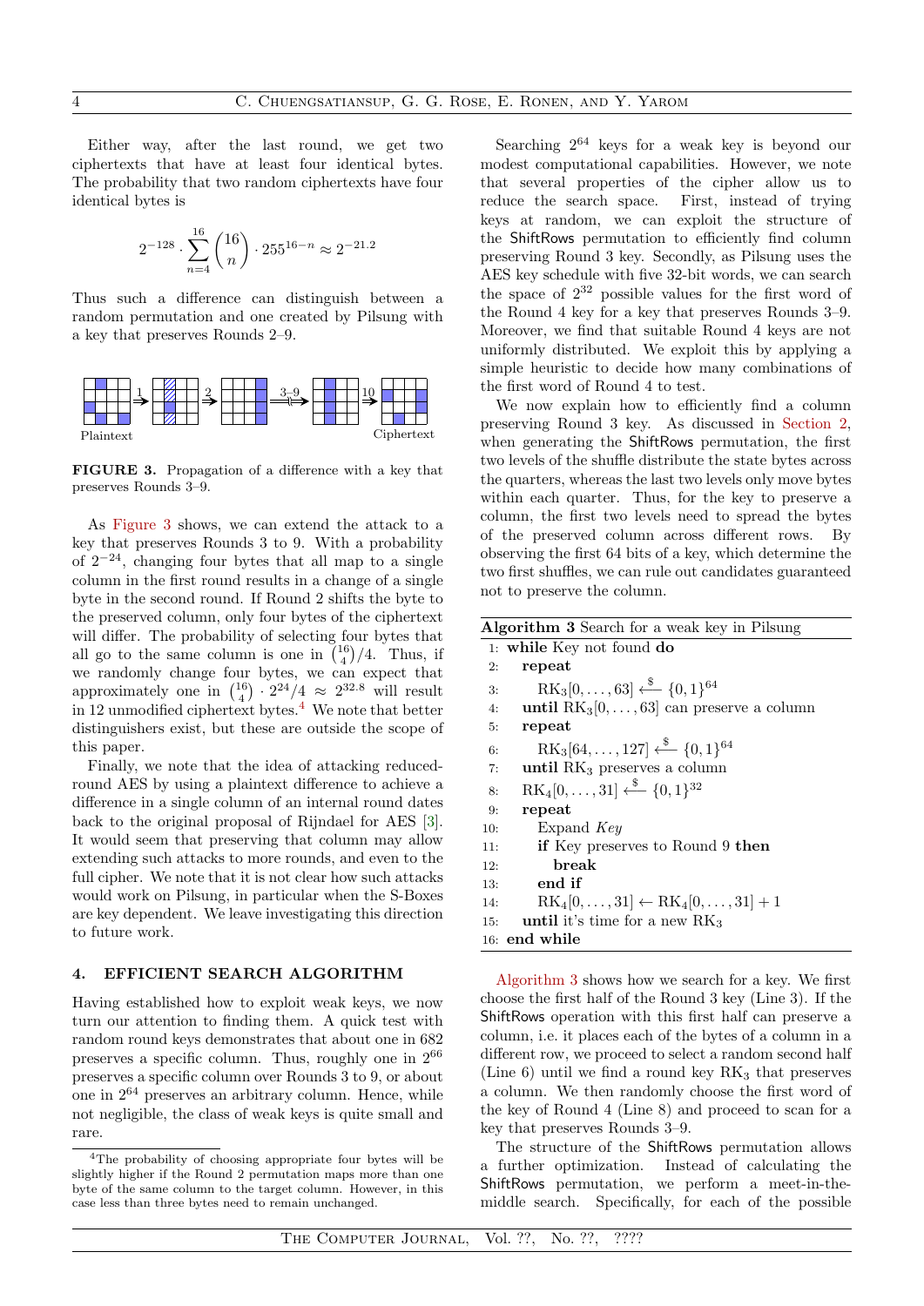Either way, after the last round, we get two ciphertexts that have at least four identical bytes. The probability that two random ciphertexts have four identical bytes is

$$2^{-128} \cdot \sum_{n=4}^{16} \binom{16}{n} \cdot 255^{16-n} \approx 2^{-21.2}$$

Thus such a difference can distinguish between a random permutation and one created by Pilsung with a key that preserves Rounds 2–9.

**FIGURE 3.** Propagation of a difference with a key that preserves Rounds 3–9.

As Figure 3 shows, we can extend the attack to a key that preserves Rounds 3 to 9. With a probability of $2^{-24}$, changing four bytes that all map to a single column in the first round results in a change of a single byte in the second round. If Round 2 shifts the byte to the preserved column, only four bytes of the ciphertext will differ. The probability of selecting four bytes that all go to the same column is one in $\binom{16}{4}/4$. Thus, if we randomly change four bytes, we can expect that approximately one in $\binom{16}{4} \cdot 2^{24}/4 \approx 2^{32.8}$ will result in 12 unmodified ciphertext bytes.[4] We note that better distinguishers exist, but these are outside the scope of this paper.

Finally, we note that the idea of attacking reduced-round AES by using a plaintext difference to achieve a difference in a single column of an internal round dates back to the original proposal of Rijndael for AES [3]. It would seem that preserving that column may allow extending such attacks to more rounds, and even to the full cipher. We note that it is not clear how such attacks would work on Pilsung, in particular when the S-Boxes are key dependent. We leave investigating this direction to future work.

## 4. EFFICIENT SEARCH ALGORITHM

Having established how to exploit weak keys, we now turn our attention to finding them. A quick test with random round keys demonstrates that about one in 682 preserves a specific column. Thus, roughly one in $2^{66}$ preserves a specific column over Rounds 3 to 9, or about one in $2^{64}$ preserves an arbitrary column. Hence, while not negligible, the class of weak keys is quite small and rare.

Searching $2^{64}$ keys for a weak key is beyond our modest computational capabilities. However, we note that several properties of the cipher allow us to reduce the search space. First, instead of trying keys at random, we can exploit the structure of the ShiftRows permutation to efficiently find column preserving Round 3 key. Secondly, as Pilsung uses the AES key schedule with five 32-bit words, we can search the space of $2^{32}$ possible values for the first word of the Round 4 key for a key that preserves Rounds 3–9. Moreover, we find that suitable Round 4 keys are not uniformly distributed. We exploit this by applying a simple heuristic to decide how many combinations of the first word of Round 4 to test.

We now explain how to efficiently find a column preserving Round 3 key. As discussed in Section 2, when generating the ShiftRows permutation, the first two levels of the shuffle distribute the state bytes across the quarters, whereas the last two levels only move bytes within each quarter. Thus, for the key to preserve a column, the first two levels need to spread the bytes of the preserved column across different rows. By observing the first 64 bits of a key, which determine the two first shuffles, we can rule out candidates guaranteed not to preserve the column.

**Algorithm 3** Search for a weak key in Pilsung

```
1: while Key not found do
2:   repeat
3:     RK_3[0,...,63] <-$- {0,1}^64
4:   until RK_3[0,...,63] can preserve a column
5:   repeat
6:     RK_3[64,...,127] <-$- {0,1}^64
7:   until RK_3 preserves a column
8:   RK_4[0,...,31] <-$- {0,1}^32
9:   repeat
10:    Expand Key
11:    if Key preserves to Round 9 then
12:      break
13:    end if
14:    RK_4[0,...,31] <- RK_4[0,...,31] + 1
15:  until it's time for a new RK_3
16: end while
```

Algorithm 3 shows how we search for a key. We first choose the first half of the Round 3 key (Line 3). If the ShiftRows operation with this first half can preserve a column, i.e. it places each of the bytes of a column in a different row, we proceed to select a random second half (Line 6) until we find a round key $\mathrm{RK}_3$ that preserves a column. We then randomly choose the first word of the key of Round 4 (Line 8) and proceed to scan for a key that preserves Rounds 3–9.

The structure of the ShiftRows permutation allows a further optimization. Instead of calculating the ShiftRows permutation, we perform a meet-in-the-middle search. Specifically, for each of the possible

[4] The probability of choosing appropriate four bytes will be slightly higher if the Round 2 permutation maps more than one byte of the same column to the target column. However, in this case less than three bytes need to remain unchanged.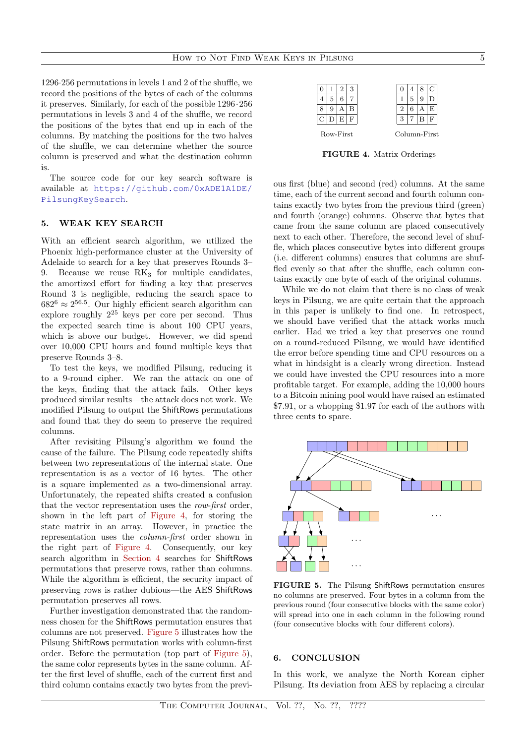1296·256 permutations in levels 1 and 2 of the shuffle, we record the positions of the bytes of each of the columns it preserves. Similarly, for each of the possible 1296·256 permutations in levels 3 and 4 of the shuffle, we record the positions of the bytes that end up in each of the columns. By matching the positions for the two halves of the shuffle, we can determine whether the source column is preserved and what the destination column is.

The source code for our key search software is available at https://github.com/0xADE1A1DE/PilsungKeySearch.

## 5. WEAK KEY SEARCH

With an efficient search algorithm, we utilized the Phoenix high-performance cluster at the University of Adelaide to search for a key that preserves Rounds 3–9. Because we reuse $RK_3$ for multiple candidates, the amortized effort for finding a key that preserves Round 3 is negligible, reducing the search space to $682^6 \approx 2^{56.5}$. Our highly efficient search algorithm can explore roughly $2^{25}$ keys per core per second. Thus the expected search time is about 100 CPU years, which is above our budget. However, we did spend over 10,000 CPU hours and found multiple keys that preserve Rounds 3–8.

To test the keys, we modified Pilsung, reducing it to a 9-round cipher. We ran the attack on one of the keys, finding that the attack fails. Other keys produced similar results—the attack does not work. We modified Pilsung to output the ShiftRows permutations and found that they do seem to preserve the required columns.

After revisiting Pilsung's algorithm we found the cause of the failure. The Pilsung code repeatedly shifts between two representations of the internal state. One representation is as a vector of 16 bytes. The other is a square implemented as a two-dimensional array. Unfortunately, the repeated shifts created a confusion that the vector representation uses the *row-first* order, shown in the left part of Figure 4, for storing the state matrix in an array. However, in practice the representation uses the *column-first* order shown in the right part of Figure 4. Consequently, our key search algorithm in Section 4 searches for ShiftRows permutations that preserve rows, rather than columns. While the algorithm is efficient, the security impact of preserving rows is rather dubious—the AES ShiftRows permutation preserves all rows.

Further investigation demonstrated that the randomness chosen for the ShiftRows permutation ensures that columns are not preserved. Figure 5 illustrates how the Pilsung ShiftRows permutation works with column-first order. Before the permutation (top part of Figure 5), the same color represents bytes in the same column. After the first level of shuffle, each of the current first and third column contains exactly two bytes from the previous first (blue) and second (red) columns. At the same time, each of the current second and fourth column contains exactly two bytes from the previous third (green) and fourth (orange) columns. Observe that bytes that came from the same column are placed consecutively next to each other. Therefore, the second level of shuffle, which places consecutive bytes into different groups (i.e. different columns) ensures that columns are shuffled evenly so that after the shuffle, each column contains exactly one byte of each of the original columns.

Row-First:

| 0 | 1 | 2 | 3 |
|---|---|---|---|
| 4 | 5 | 6 | 7 |
| 8 | 9 | A | B |
| C | D | E | F |

Column-First:

| 0 | 4 | 8 | C |
|---|---|---|---|
| 1 | 5 | 9 | D |
| 2 | 6 | A | E |
| 3 | 7 | B | F |

**FIGURE 4.** Matrix Orderings

While we do not claim that there is no class of weak keys in Pilsung, we are quite certain that the approach in this paper is unlikely to find one. In retrospect, we should have verified that the attack works much earlier. Had we tried a key that preserves one round on a round-reduced Pilsung, we would have identified the error before spending time and CPU resources on a what in hindsight is a clearly wrong direction. Instead we could have invested the CPU resources into a more profitable target. For example, adding the 10,000 hours to a Bitcoin mining pool would have raised an estimated \$7.91, or a whopping \$1.97 for each of the authors with three cents to spare.

**FIGURE 5.** The Pilsung ShiftRows permutation ensures no columns are preserved. Four bytes in a column from the previous round (four consecutive blocks with the same color) will spread into one in each column in the following round (four consecutive blocks with four different colors).

## 6. CONCLUSION

In this work, we analyze the North Korean cipher Pilsung. Its deviation from AES by replacing a circular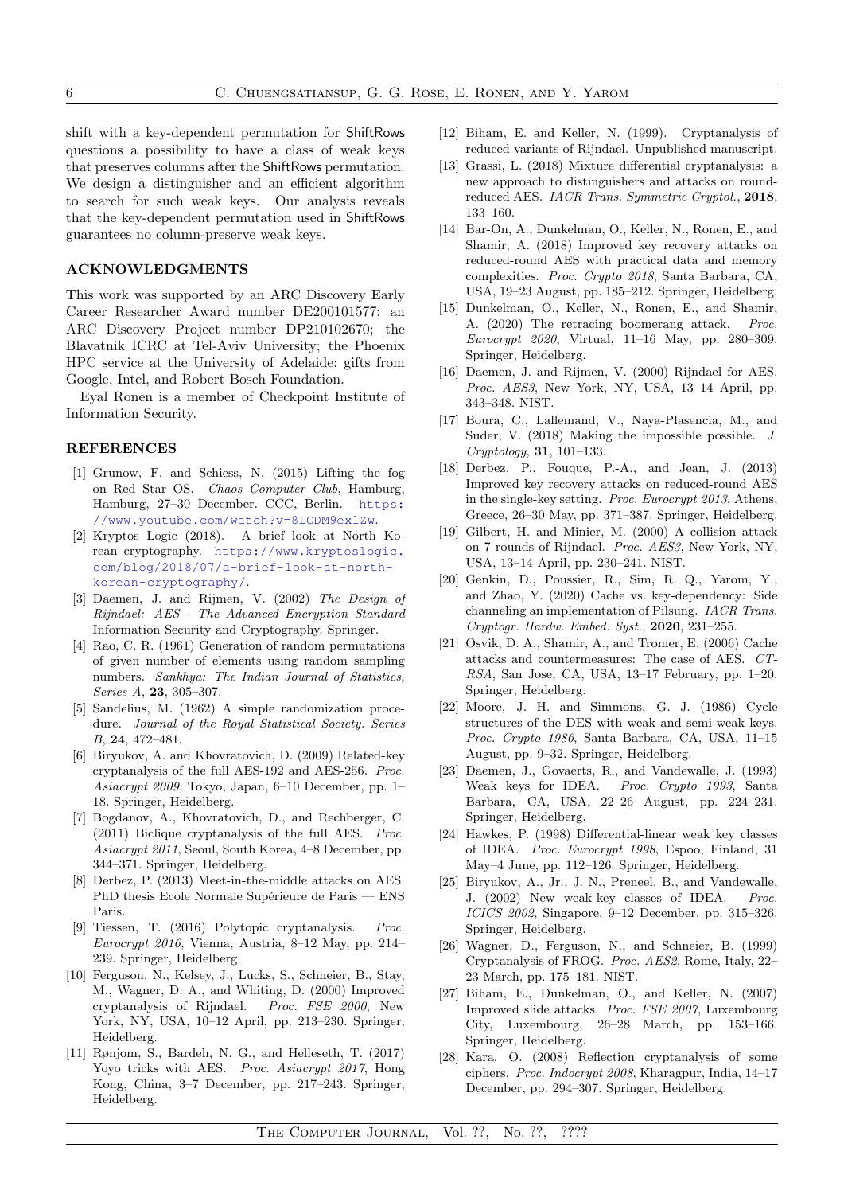shift with a key-dependent permutation for ShiftRows questions a possibility to have a class of weak keys that preserves columns after the ShiftRows permutation. We design a distinguisher and an efficient algorithm to search for such weak keys. Our analysis reveals that the key-dependent permutation used in ShiftRows guarantees no column-preserve weak keys.

## ACKNOWLEDGMENTS

This work was supported by an ARC Discovery Early Career Researcher Award number DE200101577; an ARC Discovery Project number DP210102670; the Blavatnik ICRC at Tel-Aviv University; the Phoenix HPC service at the University of Adelaide; gifts from Google, Intel, and Robert Bosch Foundation.

Eyal Ronen is a member of Checkpoint Institute of Information Security.

## REFERENCES

[1] Grunow, F. and Schiess, N. (2015) Lifting the fog on Red Star OS. *Chaos Computer Club*, Hamburg, Hamburg, 27–30 December. CCC, Berlin. https://www.youtube.com/watch?v=8LGDM9exlZw.

[2] Kryptos Logic (2018). A brief look at North Korean cryptography. https://www.kryptoslogic.com/blog/2018/07/a-brief-look-at-north-korean-cryptography/.

[3] Daemen, J. and Rijmen, V. (2002) *The Design of Rijndael: AES - The Advanced Encryption Standard* Information Security and Cryptography. Springer.

[4] Rao, C. R. (1961) Generation of random permutations of given number of elements using random sampling numbers. *Sankhya: The Indian Journal of Statistics, Series A*, **23**, 305–307.

[5] Sandelius, M. (1962) A simple randomization procedure. *Journal of the Royal Statistical Society. Series B*, **24**, 472–481.

[6] Biryukov, A. and Khovratovich, D. (2009) Related-key cryptanalysis of the full AES-192 and AES-256. *Proc. Asiacrypt 2009*, Tokyo, Japan, 6–10 December, pp. 1–18. Springer, Heidelberg.

[7] Bogdanov, A., Khovratovich, D., and Rechberger, C. (2011) Biclique cryptanalysis of the full AES. *Proc. Asiacrypt 2011*, Seoul, South Korea, 4–8 December, pp. 344–371. Springer, Heidelberg.

[8] Derbez, P. (2013) Meet-in-the-middle attacks on AES. PhD thesis Ecole Normale Supérieure de Paris — ENS Paris.

[9] Tiessen, T. (2016) Polytopic cryptanalysis. *Proc. Eurocrypt 2016*, Vienna, Austria, 8–12 May, pp. 214–239. Springer, Heidelberg.

[10] Ferguson, N., Kelsey, J., Lucks, S., Schneier, B., Stay, M., Wagner, D. A., and Whiting, D. (2000) Improved cryptanalysis of Rijndael. *Proc. FSE 2000*, New York, NY, USA, 10–12 April, pp. 213–230. Springer, Heidelberg.

[11] Rønjom, S., Bardeh, N. G., and Helleseth, T. (2017) Yoyo tricks with AES. *Proc. Asiacrypt 2017*, Hong Kong, China, 3–7 December, pp. 217–243. Springer, Heidelberg.

[12] Biham, E. and Keller, N. (1999). Cryptanalysis of reduced variants of Rijndael. Unpublished manuscript.

[13] Grassi, L. (2018) Mixture differential cryptanalysis: a new approach to distinguishers and attacks on round-reduced AES. *IACR Trans. Symmetric Cryptol.*, **2018**, 133–160.

[14] Bar-On, A., Dunkelman, O., Keller, N., Ronen, E., and Shamir, A. (2018) Improved key recovery attacks on reduced-round AES with practical data and memory complexities. *Proc. Crypto 2018*, Santa Barbara, CA, USA, 19–23 August, pp. 185–212. Springer, Heidelberg.

[15] Dunkelman, O., Keller, N., Ronen, E., and Shamir, A. (2020) The retracing boomerang attack. *Proc. Eurocrypt 2020*, Virtual, 11–16 May, pp. 280–309. Springer, Heidelberg.

[16] Daemen, J. and Rijmen, V. (2000) Rijndael for AES. *Proc. AES3*, New York, NY, USA, 13–14 April, pp. 343–348. NIST.

[17] Boura, C., Lallemand, V., Naya-Plasencia, M., and Suder, V. (2018) Making the impossible possible. *J. Cryptology*, **31**, 101–133.

[18] Derbez, P., Fouque, P.-A., and Jean, J. (2013) Improved key recovery attacks on reduced-round AES in the single-key setting. *Proc. Eurocrypt 2013*, Athens, Greece, 26–30 May, pp. 371–387. Springer, Heidelberg.

[19] Gilbert, H. and Minier, M. (2000) A collision attack on 7 rounds of Rijndael. *Proc. AES3*, New York, NY, USA, 13–14 April, pp. 230–241. NIST.

[20] Genkin, D., Poussier, R., Sim, R. Q., Yarom, Y., and Zhao, Y. (2020) Cache vs. key-dependency: Side channeling an implementation of Pilsung. *IACR Trans. Cryptogr. Hardw. Embed. Syst.*, **2020**, 231–255.

[21] Osvik, D. A., Shamir, A., and Tromer, E. (2006) Cache attacks and countermeasures: The case of AES. *CT-RSA*, San Jose, CA, USA, 13–17 February, pp. 1–20. Springer, Heidelberg.

[22] Moore, J. H. and Simmons, G. J. (1986) Cycle structures of the DES with weak and semi-weak keys. *Proc. Crypto 1986*, Santa Barbara, CA, USA, 11–15 August, pp. 9–32. Springer, Heidelberg.

[23] Daemen, J., Govaerts, R., and Vandewalle, J. (1993) Weak keys for IDEA. *Proc. Crypto 1993*, Santa Barbara, CA, USA, 22–26 August, pp. 224–231. Springer, Heidelberg.

[24] Hawkes, P. (1998) Differential-linear weak key classes of IDEA. *Proc. Eurocrypt 1998*, Espoo, Finland, 31 May–4 June, pp. 112–126. Springer, Heidelberg.

[25] Biryukov, A., Jr., J. N., Preneel, B., and Vandewalle, J. (2002) New weak-key classes of IDEA. *Proc. ICICS 2002*, Singapore, 9–12 December, pp. 315–326. Springer, Heidelberg.

[26] Wagner, D., Ferguson, N., and Schneier, B. (1999) Cryptanalysis of FROG. *Proc. AES2*, Rome, Italy, 22–23 March, pp. 175–181. NIST.

[27] Biham, E., Dunkelman, O., and Keller, N. (2007) Improved slide attacks. *Proc. FSE 2007*, Luxembourg City, Luxembourg, 26–28 March, pp. 153–166. Springer, Heidelberg.

[28] Kara, O. (2008) Reflection cryptanalysis of some ciphers. *Proc. Indocrypt 2008*, Kharagpur, India, 14–17 December, pp. 294–307. Springer, Heidelberg.